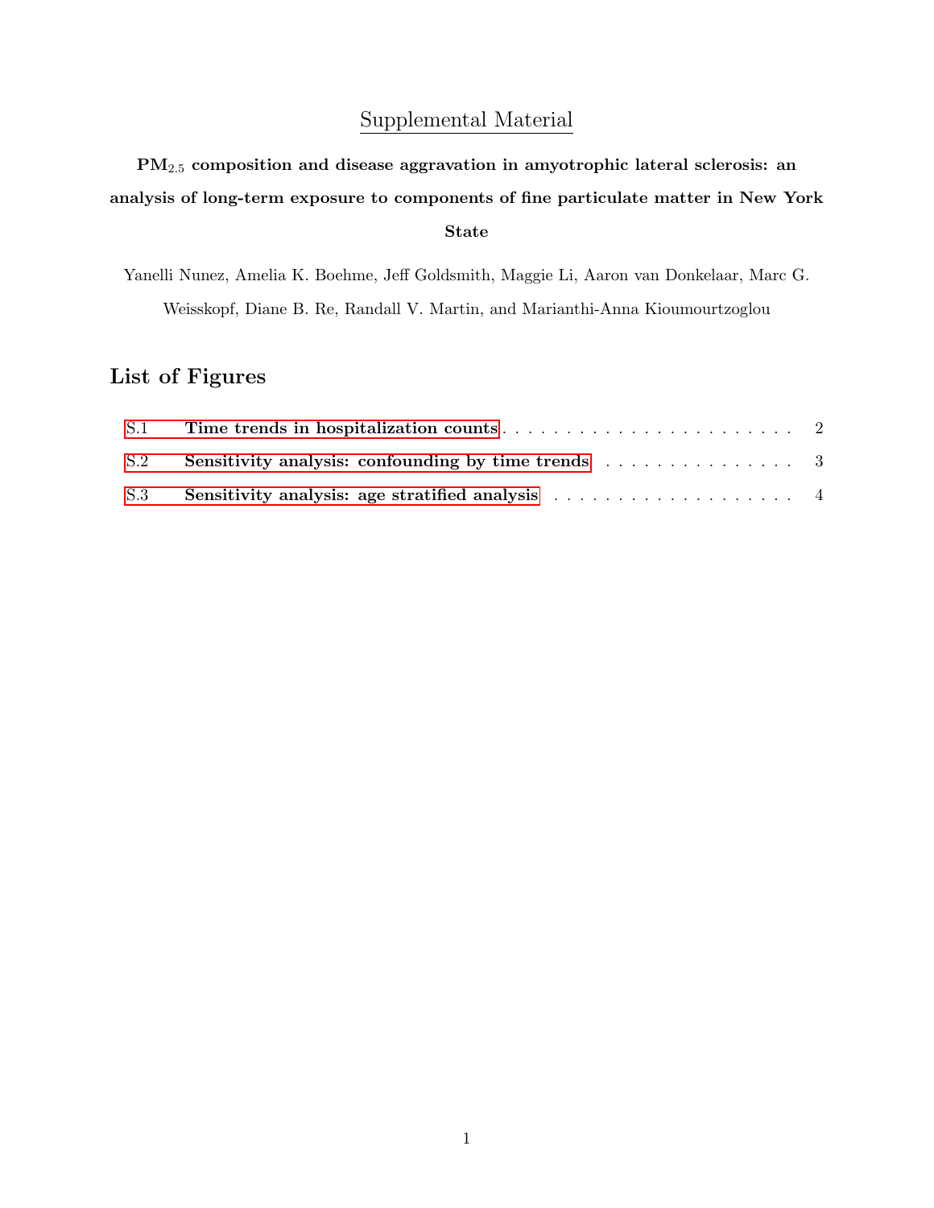Supplemental Material

**$PM_{2.5}$ composition and disease aggravation in amyotrophic lateral sclerosis: an analysis of long-term exposure to components of fine particulate matter in New York State**

Yanelli Nunez, Amelia K. Boehme, Jeff Goldsmith, Maggie Li, Aaron van Donkelaar, Marc G. Weisskopf, Diane B. Re, Randall V. Martin, and Marianthi-Anna Kioumourtzoglou

## List of Figures

- S.1 **Time trends in hospitalization counts** . . . . . . . . . . . . . . . . . . . . . . . . . 2
- S.2 **Sensitivity analysis: confounding by time trends** . . . . . . . . . . . . . . . . 3
- S.3 **Sensitivity analysis: age stratified analysis** . . . . . . . . . . . . . . . . . . . . 4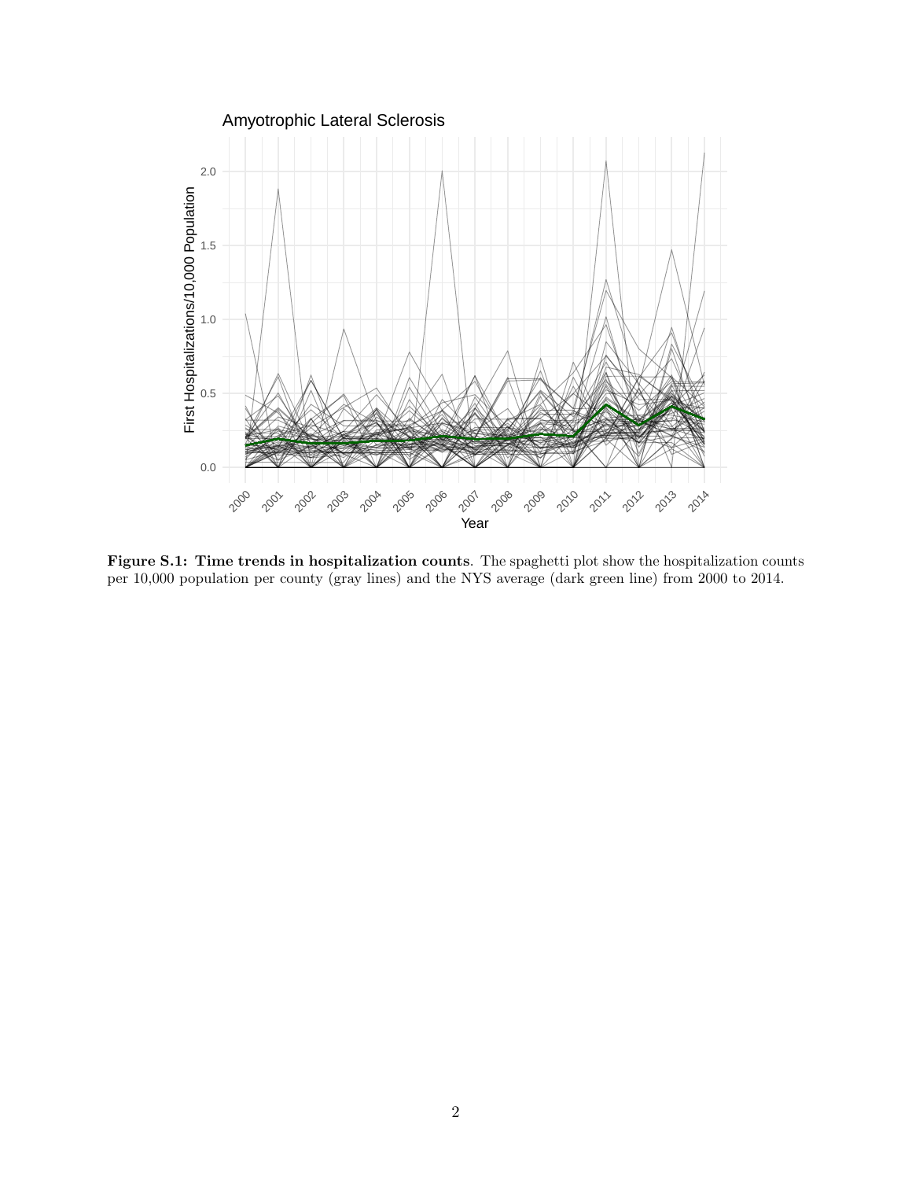**Figure S.1: Time trends in hospitalization counts**. The spaghetti plot show the hospitalization counts per 10,000 population per county (gray lines) and the NYS average (dark green line) from 2000 to 2014.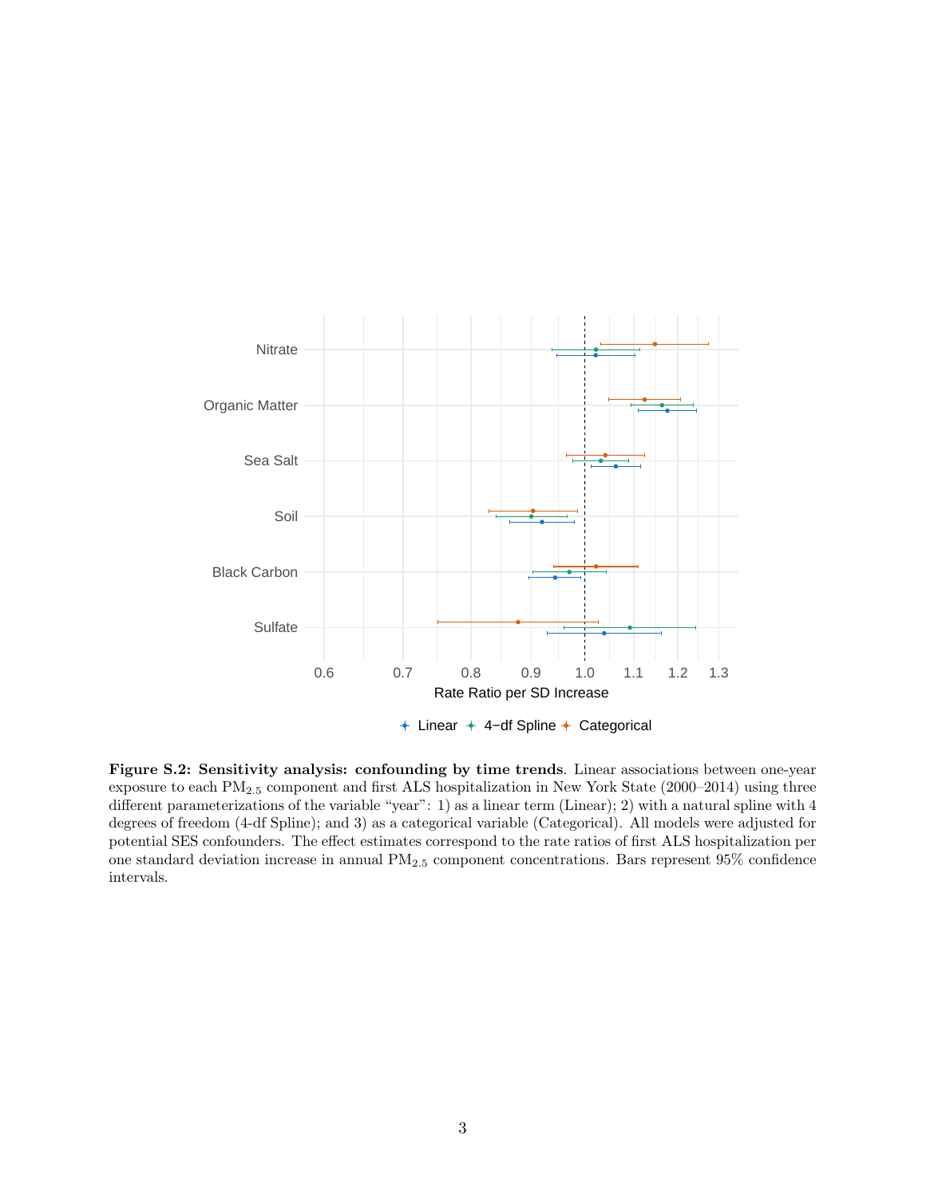**Figure S.2: Sensitivity analysis: confounding by time trends**. Linear associations between one-year exposure to each $PM_{2.5}$ component and first ALS hospitalization in New York State (2000–2014) using three different parameterizations of the variable "year": 1) as a linear term (Linear); 2) with a natural spline with 4 degrees of freedom (4-df Spline); and 3) as a categorical variable (Categorical). All models were adjusted for potential SES confounders. The effect estimates correspond to the rate ratios of first ALS hospitalization per one standard deviation increase in annual $PM_{2.5}$ component concentrations. Bars represent 95% confidence intervals.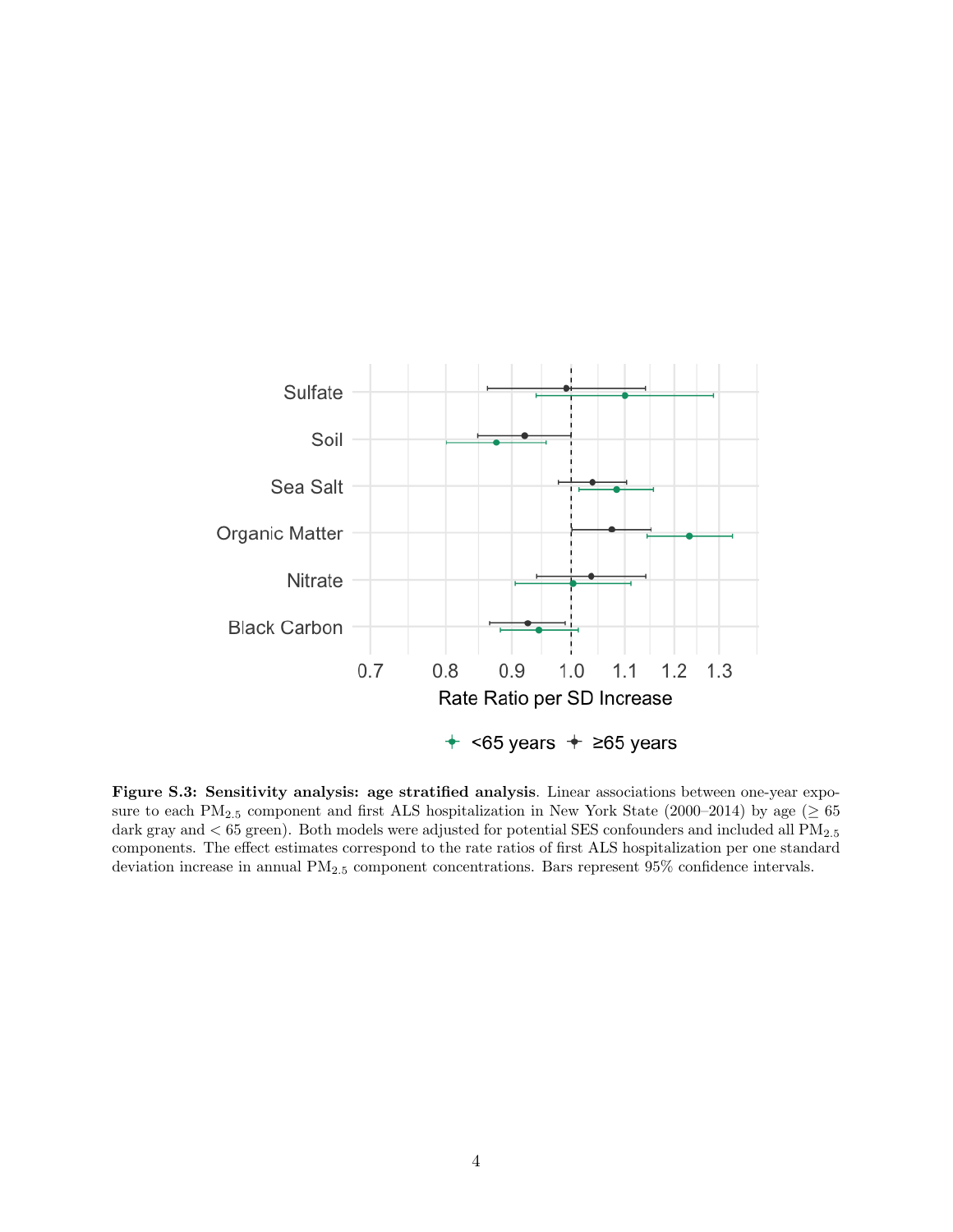Sulfate
Soil
Sea Salt
Organic Matter
Nitrate
Black Carbon

0.7 0.8 0.9 1.0 1.1 1.2 1.3

Rate Ratio per SD Increase

<65 years ≥65 years

**Figure S.3: Sensitivity analysis: age stratified analysis**. Linear associations between one-year exposure to each $PM_{2.5}$ component and first ALS hospitalization in New York State (2000–2014) by age ($\geq 65$ dark gray and $< 65$ green). Both models were adjusted for potential SES confounders and included all $PM_{2.5}$ components. The effect estimates correspond to the rate ratios of first ALS hospitalization per one standard deviation increase in annual $PM_{2.5}$ component concentrations. Bars represent 95% confidence intervals.